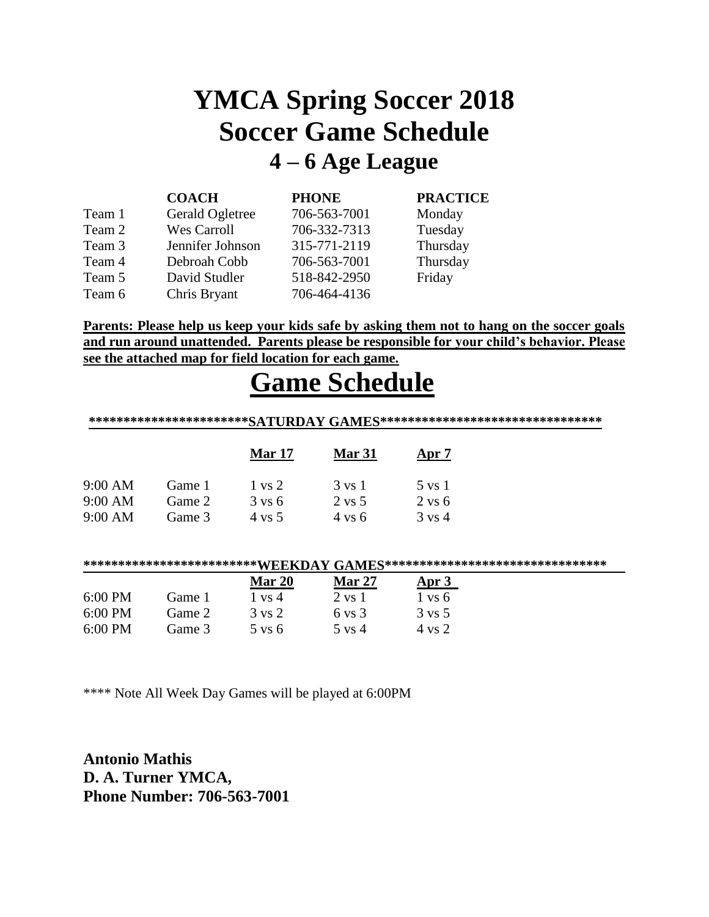# YMCA Spring Soccer 2018
# Soccer Game Schedule
## 4 – 6 Age League

| | COACH | PHONE | PRACTICE |
|---|---|---|---|
| Team 1 | Gerald Ogletree | 706-563-7001 | Monday |
| Team 2 | Wes Carroll | 706-332-7313 | Tuesday |
| Team 3 | Jennifer Johnson | 315-771-2119 | Thursday |
| Team 4 | Debroah Cobb | 706-563-7001 | Thursday |
| Team 5 | David Studler | 518-842-2950 | Friday |
| Team 6 | Chris Bryant | 706-464-4136 | |

**Parents: Please help us keep your kids safe by asking them not to hang on the soccer goals and run around unattended. Parents please be responsible for your child's behavior. Please see the attached map for field location for each game.**

# Game Schedule

**********************SATURDAY GAMES*********************************

| | | Mar 17 | Mar 31 | Apr 7 |
|---|---|---|---|---|
| 9:00 AM | Game 1 | 1 vs 2 | 3 vs 1 | 5 vs 1 |
| 9:00 AM | Game 2 | 3 vs 6 | 2 vs 5 | 2 vs 6 |
| 9:00 AM | Game 3 | 4 vs 5 | 4 vs 6 | 3 vs 4 |

************************WEEKDAY GAMES*********************************

| | | Mar 20 | Mar 27 | Apr 3 |
|---|---|---|---|---|
| 6:00 PM | Game 1 | 1 vs 4 | 2 vs 1 | 1 vs 6 |
| 6:00 PM | Game 2 | 3 vs 2 | 6 vs 3 | 3 vs 5 |
| 6:00 PM | Game 3 | 5 vs 6 | 5 vs 4 | 4 vs 2 |

**** Note All Week Day Games will be played at 6:00PM

**Antonio Mathis**
**D. A. Turner YMCA,**
**Phone Number: 706-563-7001**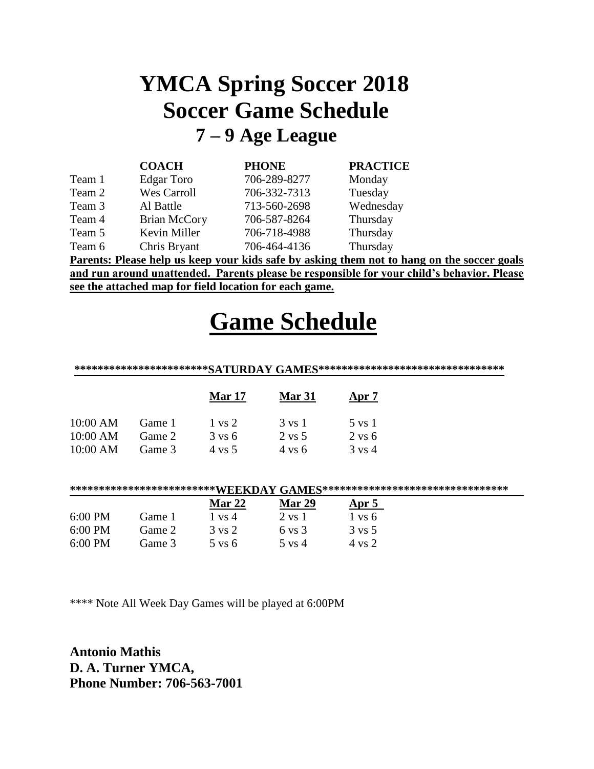# YMCA Spring Soccer 2018
# Soccer Game Schedule
## 7 – 9 Age League

| | COACH | PHONE | PRACTICE |
|---|---|---|---|
| Team 1 | Edgar Toro | 706-289-8277 | Monday |
| Team 2 | Wes Carroll | 706-332-7313 | Tuesday |
| Team 3 | Al Battle | 713-560-2698 | Wednesday |
| Team 4 | Brian McCory | 706-587-8264 | Thursday |
| Team 5 | Kevin Miller | 706-718-4988 | Thursday |
| Team 6 | Chris Bryant | 706-464-4136 | Thursday |

**Parents: Please help us keep your kids safe by asking them not to hang on the soccer goals and run around unattended. Parents please be responsible for your child's behavior. Please see the attached map for field location for each game.**

# Game Schedule

**\*\*\*\*\*\*\*\*\*\*\*\*\*\*\*\*\*\*\*\*\*\*SATURDAY GAMES\*\*\*\*\*\*\*\*\*\*\*\*\*\*\*\*\*\*\*\*\*\*\*\*\*\*\*\*\*\*\*\***

| | | Mar 17 | Mar 31 | Apr 7 |
|---|---|---|---|---|
| 10:00 AM | Game 1 | 1 vs 2 | 3 vs 1 | 5 vs 1 |
| 10:00 AM | Game 2 | 3 vs 6 | 2 vs 5 | 2 vs 6 |
| 10:00 AM | Game 3 | 4 vs 5 | 4 vs 6 | 3 vs 4 |

**\*\*\*\*\*\*\*\*\*\*\*\*\*\*\*\*\*\*\*\*\*\*\*\*WEEKDAY GAMES\*\*\*\*\*\*\*\*\*\*\*\*\*\*\*\*\*\*\*\*\*\*\*\*\*\*\*\*\*\*\*\***

| | | Mar 22 | Mar 29 | Apr 5 |
|---|---|---|---|---|
| 6:00 PM | Game 1 | 1 vs 4 | 2 vs 1 | 1 vs 6 |
| 6:00 PM | Game 2 | 3 vs 2 | 6 vs 3 | 3 vs 5 |
| 6:00 PM | Game 3 | 5 vs 6 | 5 vs 4 | 4 vs 2 |

\*\*\*\* Note All Week Day Games will be played at 6:00PM

**Antonio Mathis**
**D. A. Turner YMCA,**
**Phone Number: 706-563-7001**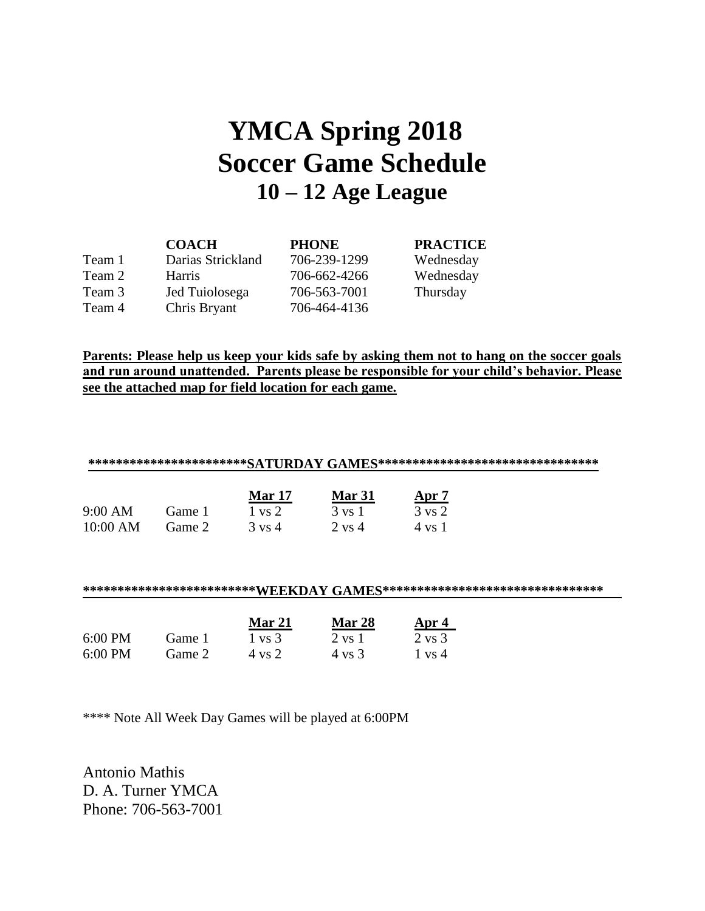# YMCA Spring 2018
# Soccer Game Schedule
## 10 – 12 Age League

| | COACH | PHONE | PRACTICE |
|---|---|---|---|
| Team 1 | Darias Strickland | 706-239-1299 | Wednesday |
| Team 2 | Harris | 706-662-4266 | Wednesday |
| Team 3 | Jed Tuiolosega | 706-563-7001 | Thursday |
| Team 4 | Chris Bryant | 706-464-4136 | |

**Parents: Please help us keep your kids safe by asking them not to hang on the soccer goals and run around unattended. Parents please be responsible for your child's behavior. Please see the attached map for field location for each game.**

**\*\*\*\*\*\*\*\*\*\*\*\*\*\*\*\*\*\*\*\*\*\*\*SATURDAY GAMES\*\*\*\*\*\*\*\*\*\*\*\*\*\*\*\*\*\*\*\*\*\*\*\*\*\*\*\*\*\*\*\*\***

| | | Mar 17 | Mar 31 | Apr 7 |
|---|---|---|---|---|
| 9:00 AM | Game 1 | 1 vs 2 | 3 vs 1 | 3 vs 2 |
| 10:00 AM | Game 2 | 3 vs 4 | 2 vs 4 | 4 vs 1 |

**\*\*\*\*\*\*\*\*\*\*\*\*\*\*\*\*\*\*\*\*\*\*\*\*\*WEEKDAY GAMES\*\*\*\*\*\*\*\*\*\*\*\*\*\*\*\*\*\*\*\*\*\*\*\*\*\*\*\*\*\*\*\*\***

| | | Mar 21 | Mar 28 | Apr 4 |
|---|---|---|---|---|
| 6:00 PM | Game 1 | 1 vs 3 | 2 vs 1 | 2 vs 3 |
| 6:00 PM | Game 2 | 4 vs 2 | 4 vs 3 | 1 vs 4 |

\*\*\*\* Note All Week Day Games will be played at 6:00PM

Antonio Mathis
D. A. Turner YMCA
Phone: 706-563-7001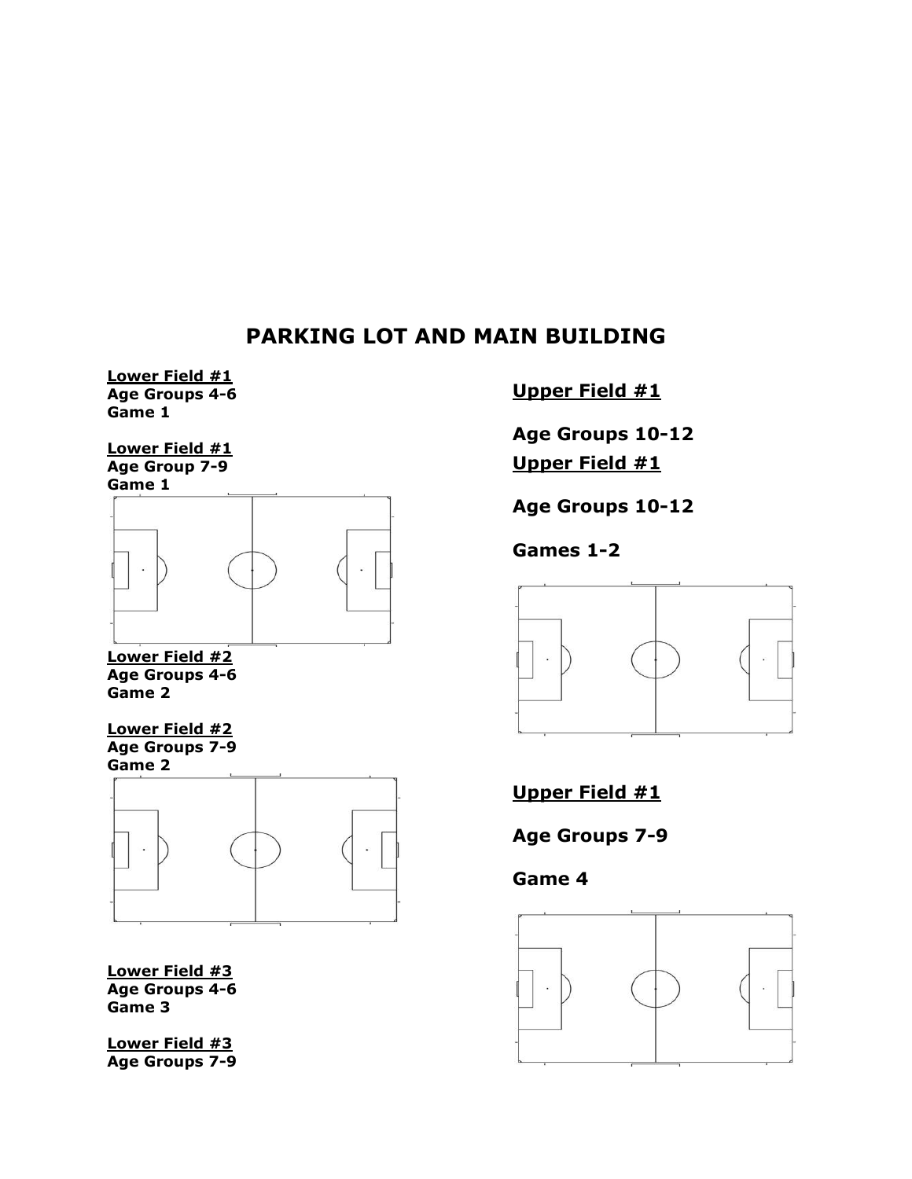# PARKING LOT AND MAIN BUILDING

**Lower Field #1**
**Age Groups 4-6**
**Game 1**

**Lower Field #1**
**Age Group 7-9**
**Game 1**

**Lower Field #2**
**Age Groups 4-6**
**Game 2**

**Lower Field #2**
**Age Groups 7-9**
**Game 2**

**Lower Field #3**
**Age Groups 4-6**
**Game 3**

**Lower Field #3**
**Age Groups 7-9**

**Upper Field #1**

**Age Groups 10-12**

**Upper Field #1**

**Age Groups 10-12**

**Games 1-2**

**Upper Field #1**

**Age Groups 7-9**

**Game 4**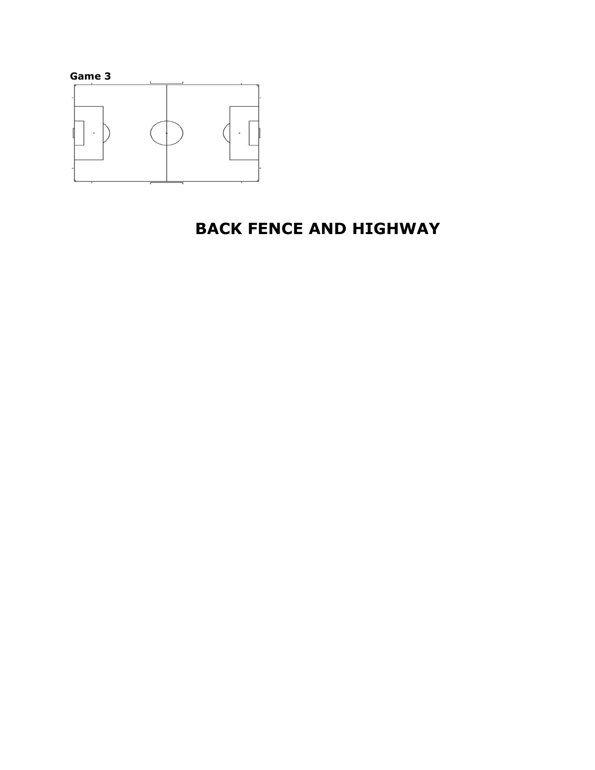**Game 3**

## BACK FENCE AND HIGHWAY